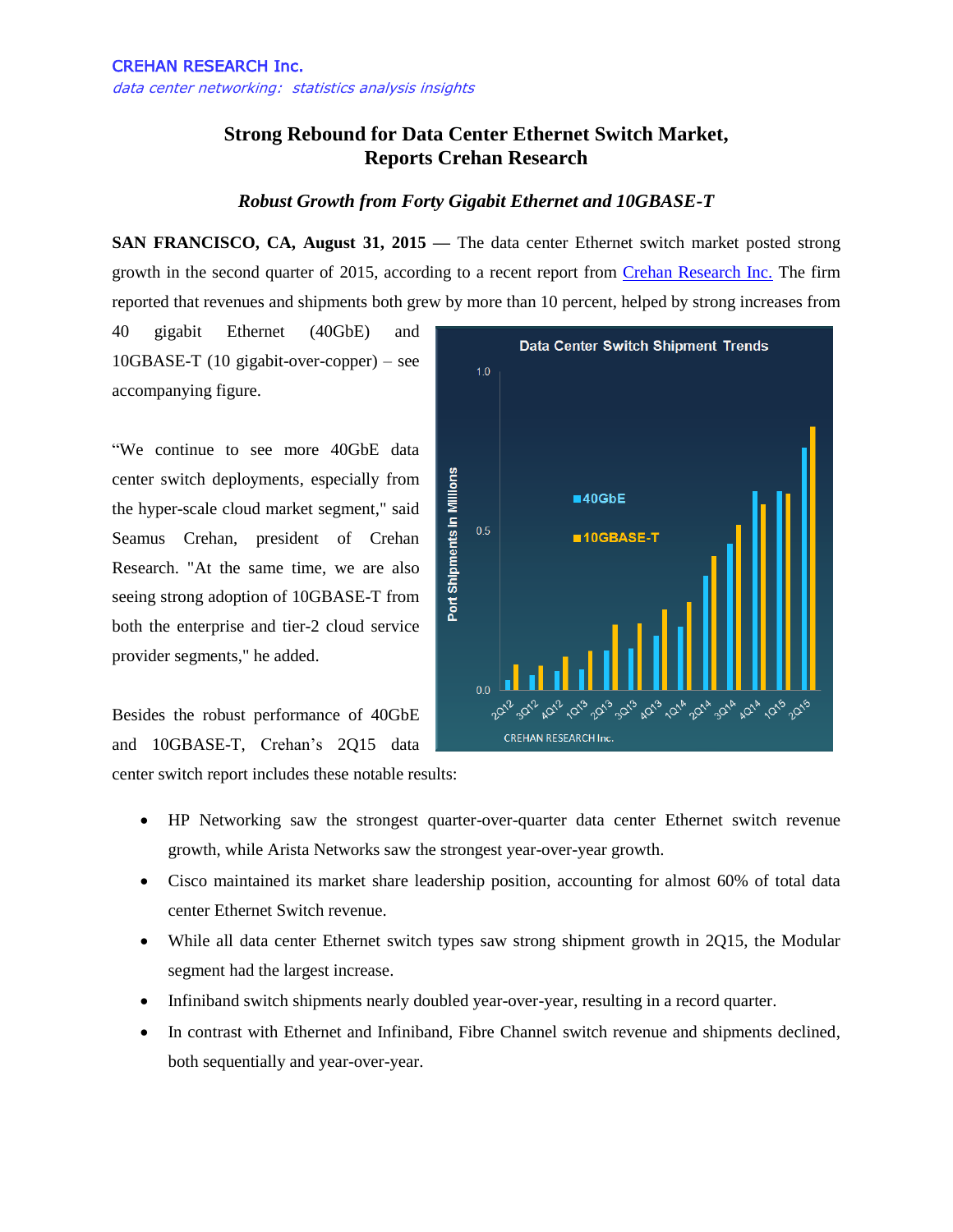CREHAN RESEARCH Inc.

*data center networking: statistics analysis insights*

# Strong Rebound for Data Center Ethernet Switch Market, Reports Crehan Research

### *Robust Growth from Forty Gigabit Ethernet and 10GBASE-T*

**SAN FRANCISCO, CA, August 31, 2015** — The data center Ethernet switch market posted strong growth in the second quarter of 2015, according to a recent report from [Crehan Research Inc.](#) The firm reported that revenues and shipments both grew by more than 10 percent, helped by strong increases from 40 gigabit Ethernet (40GbE) and 10GBASE-T (10 gigabit-over-copper) – see accompanying figure.

"We continue to see more 40GbE data center switch deployments, especially from the hyper-scale cloud market segment," said Seamus Crehan, president of Crehan Research. "At the same time, we are also seeing strong adoption of 10GBASE-T from both the enterprise and tier-2 cloud service provider segments," he added.

Besides the robust performance of 40GbE and 10GBASE-T, Crehan's 2Q15 data center switch report includes these notable results:

- HP Networking saw the strongest quarter-over-quarter data center Ethernet switch revenue growth, while Arista Networks saw the strongest year-over-year growth.
- Cisco maintained its market share leadership position, accounting for almost 60% of total data center Ethernet Switch revenue.
- While all data center Ethernet switch types saw strong shipment growth in 2Q15, the Modular segment had the largest increase.
- Infiniband switch shipments nearly doubled year-over-year, resulting in a record quarter.
- In contrast with Ethernet and Infiniband, Fibre Channel switch revenue and shipments declined, both sequentially and year-over-year.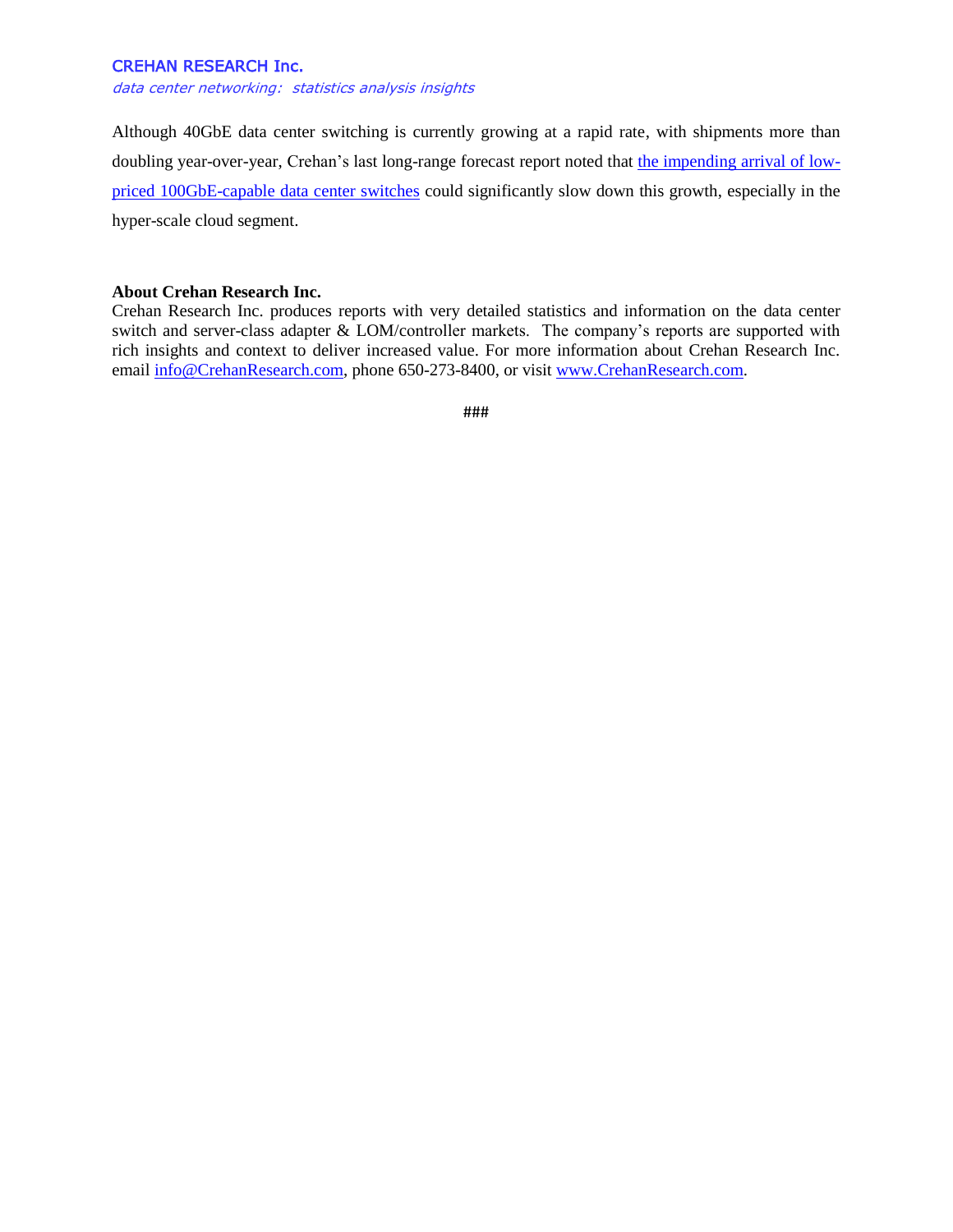Although 40GbE data center switching is currently growing at a rapid rate, with shipments more than doubling year-over-year, Crehan's last long-range forecast report noted that the impending arrival of low-priced 100GbE-capable data center switches could significantly slow down this growth, especially in the hyper-scale cloud segment.

**About Crehan Research Inc.**
Crehan Research Inc. produces reports with very detailed statistics and information on the data center switch and server-class adapter & LOM/controller markets. The company's reports are supported with rich insights and context to deliver increased value. For more information about Crehan Research Inc. email info@CrehanResearch.com, phone 650-273-8400, or visit www.CrehanResearch.com.

###